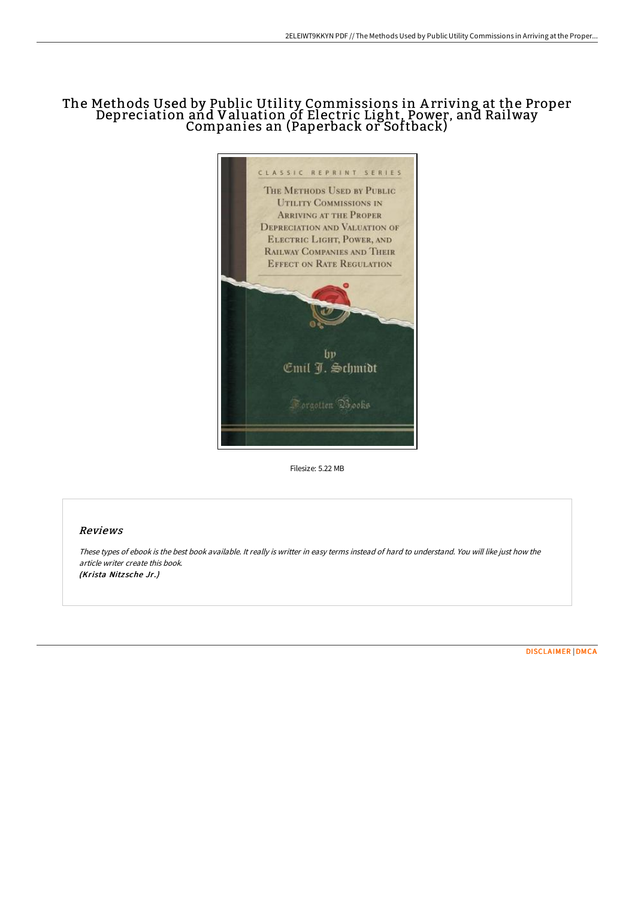# The Methods Used by Public Utility Commissions in Arriving at the Proper Depreciation and Valuation of Electric Light, Power, and Railway Companies an (Paperback or Softback)

Filesize: 5.22 MB

## Reviews

*These types of ebook is the best book available. It really is writter in easy terms instead of hard to understand. You will like just how the article writer create this book.*
***(Krista Nitzsche Jr.)***

[DISCLAIMER](#) | [DMCA](#)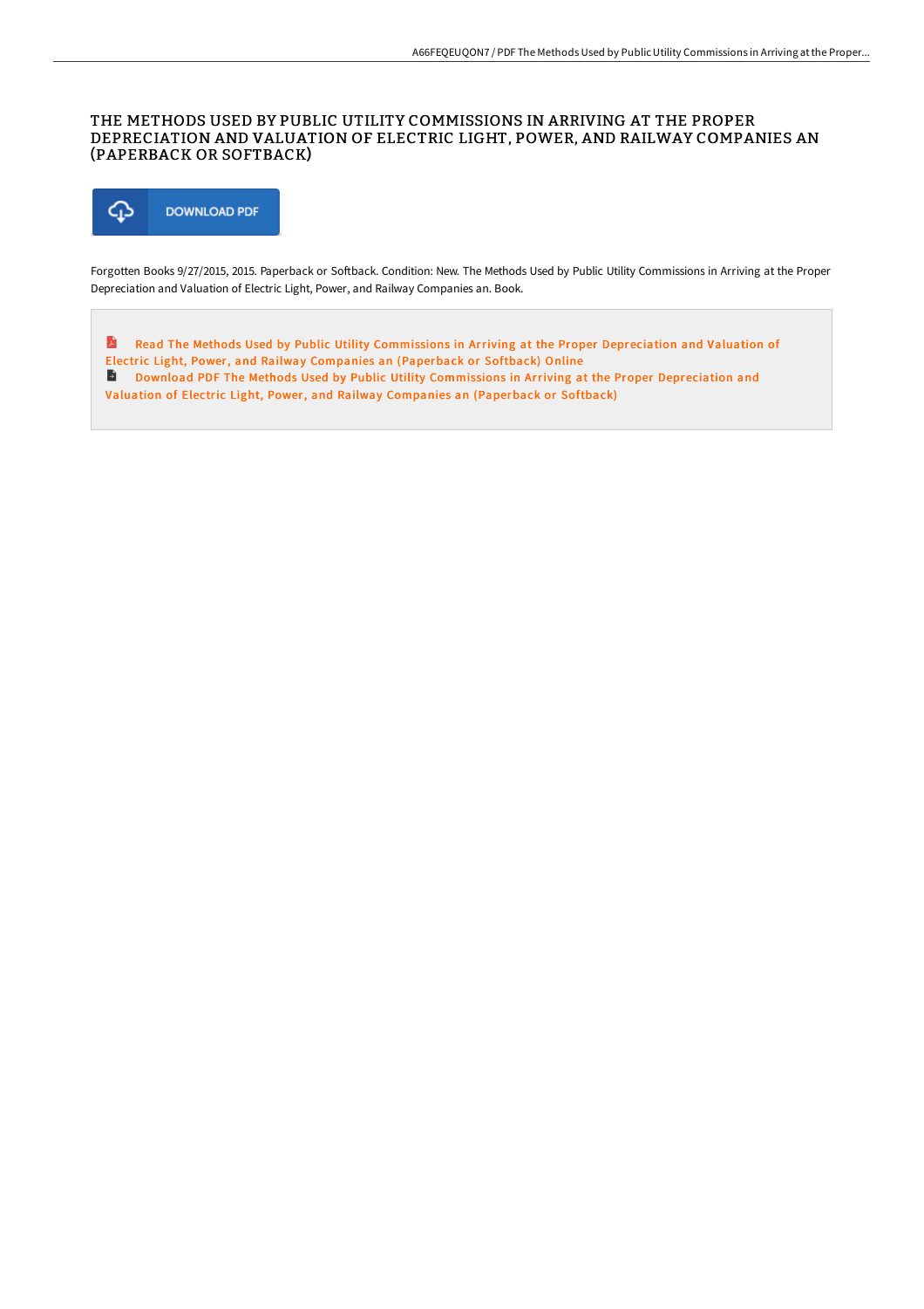# THE METHODS USED BY PUBLIC UTILITY COMMISSIONS IN ARRIVING AT THE PROPER DEPRECIATION AND VALUATION OF ELECTRIC LIGHT, POWER, AND RAILWAY COMPANIES AN (PAPERBACK OR SOFTBACK)

DOWNLOAD PDF

Forgotten Books 9/27/2015, 2015. Paperback or Softback. Condition: New. The Methods Used by Public Utility Commissions in Arriving at the Proper Depreciation and Valuation of Electric Light, Power, and Railway Companies an. Book.

Read The Methods Used by Public Utility Commissions in Arriving at the Proper Depreciation and Valuation of Electric Light, Power, and Railway Companies an (Paperback or Softback) Online

Download PDF The Methods Used by Public Utility Commissions in Arriving at the Proper Depreciation and Valuation of Electric Light, Power, and Railway Companies an (Paperback or Softback)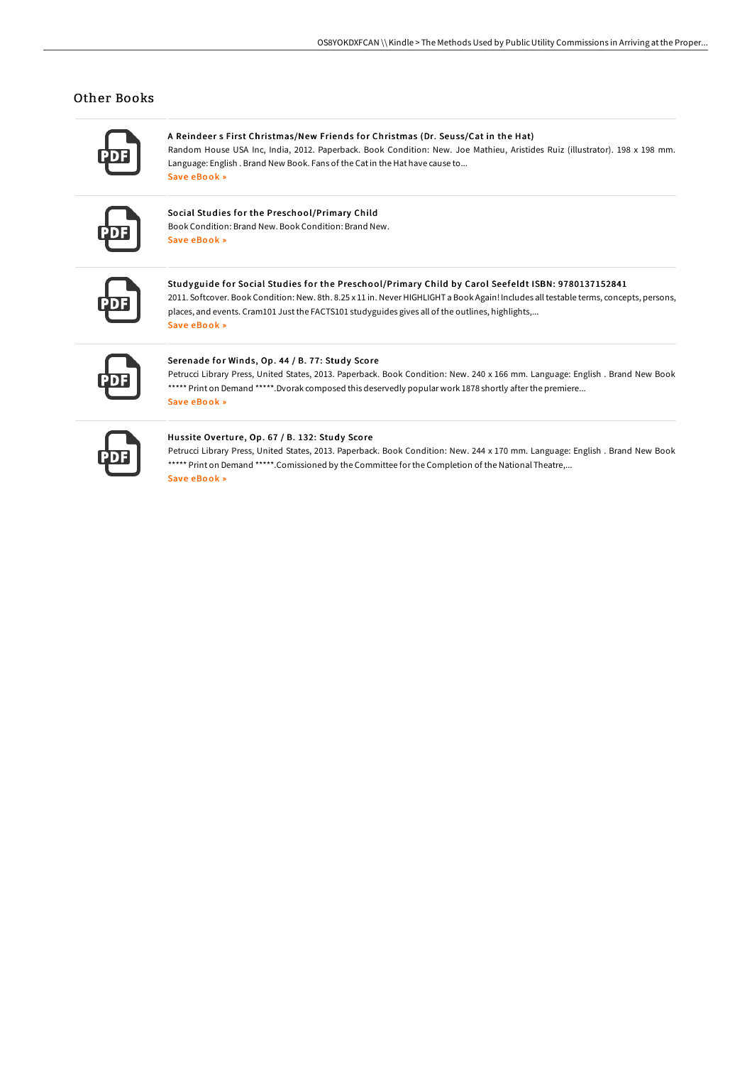## Other Books

**A Reindeer s First Christmas/New Friends for Christmas (Dr. Seuss/Cat in the Hat)**

Random House USA Inc, India, 2012. Paperback. Book Condition: New. Joe Mathieu, Aristides Ruiz (illustrator). 198 x 198 mm. Language: English . Brand New Book. Fans of the Cat in the Hat have cause to...

Save eBook »

**Social Studies for the Preschool/Primary Child**

Book Condition: Brand New. Book Condition: Brand New.

Save eBook »

**Studyguide for Social Studies for the Preschool/Primary Child by Carol Seefeldt ISBN: 9780137152841**

2011. Softcover. Book Condition: New. 8th. 8.25 x 11 in. Never HIGHLIGHT a Book Again! Includes all testable terms, concepts, persons, places, and events. Cram101 Just the FACTS101 studyguides gives all of the outlines, highlights,...

Save eBook »

**Serenade for Winds, Op. 44 / B. 77: Study Score**

Petrucci Library Press, United States, 2013. Paperback. Book Condition: New. 240 x 166 mm. Language: English . Brand New Book ***** Print on Demand *****.Dvorak composed this deservedly popular work 1878 shortly after the premiere...

Save eBook »

**Hussite Overture, Op. 67 / B. 132: Study Score**

Petrucci Library Press, United States, 2013. Paperback. Book Condition: New. 244 x 170 mm. Language: English . Brand New Book ***** Print on Demand *****.Comissioned by the Committee for the Completion of the National Theatre,...

Save eBook »